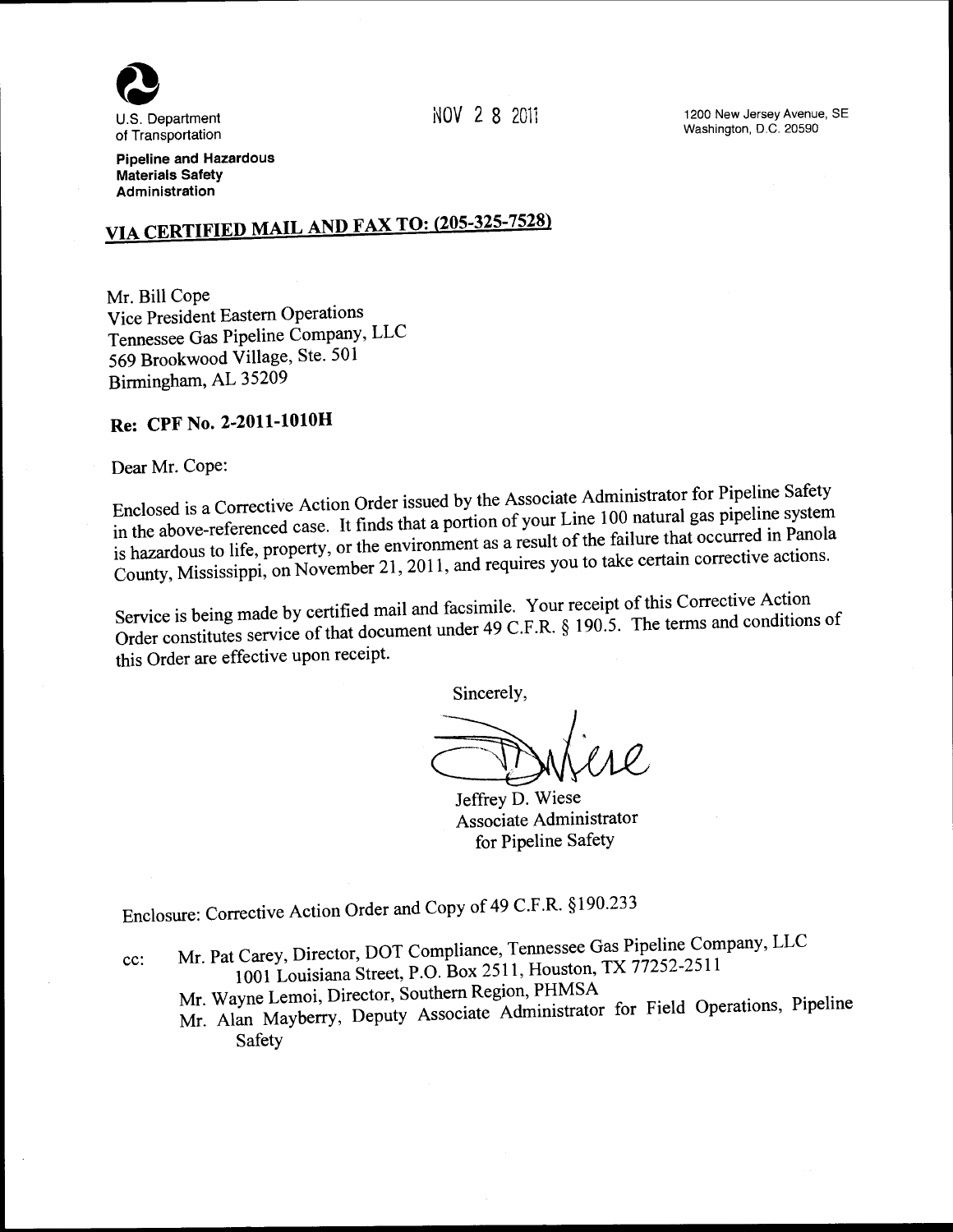U.S. Department of Transportation

**Pipeline and Hazardous Materials Safety Administration**

NOV 28 2011

1200 New Jersey Avenue, SE
Washington, D.C. 20590

**VIA CERTIFIED MAIL AND FAX TO: (205-325-7528)**

Mr. Bill Cope
Vice President Eastern Operations
Tennessee Gas Pipeline Company, LLC
569 Brookwood Village, Ste. 501
Birmingham, AL 35209

**Re: CPF No. 2-2011-1010H**

Dear Mr. Cope:

Enclosed is a Corrective Action Order issued by the Associate Administrator for Pipeline Safety in the above-referenced case. It finds that a portion of your Line 100 natural gas pipeline system is hazardous to life, property, or the environment as a result of the failure that occurred in Panola County, Mississippi, on November 21, 2011, and requires you to take certain corrective actions.

Service is being made by certified mail and facsimile. Your receipt of this Corrective Action Order constitutes service of that document under 49 C.F.R. § 190.5. The terms and conditions of this Order are effective upon receipt.

Sincerely,

Jeffrey D. Wiese
Associate Administrator
for Pipeline Safety

Enclosure: Corrective Action Order and Copy of 49 C.F.R. §190.233

cc: Mr. Pat Carey, Director, DOT Compliance, Tennessee Gas Pipeline Company, LLC
1001 Louisiana Street, P.O. Box 2511, Houston, TX 77252-2511
Mr. Wayne Lemoi, Director, Southern Region, PHMSA
Mr. Alan Mayberry, Deputy Associate Administrator for Field Operations, Pipeline Safety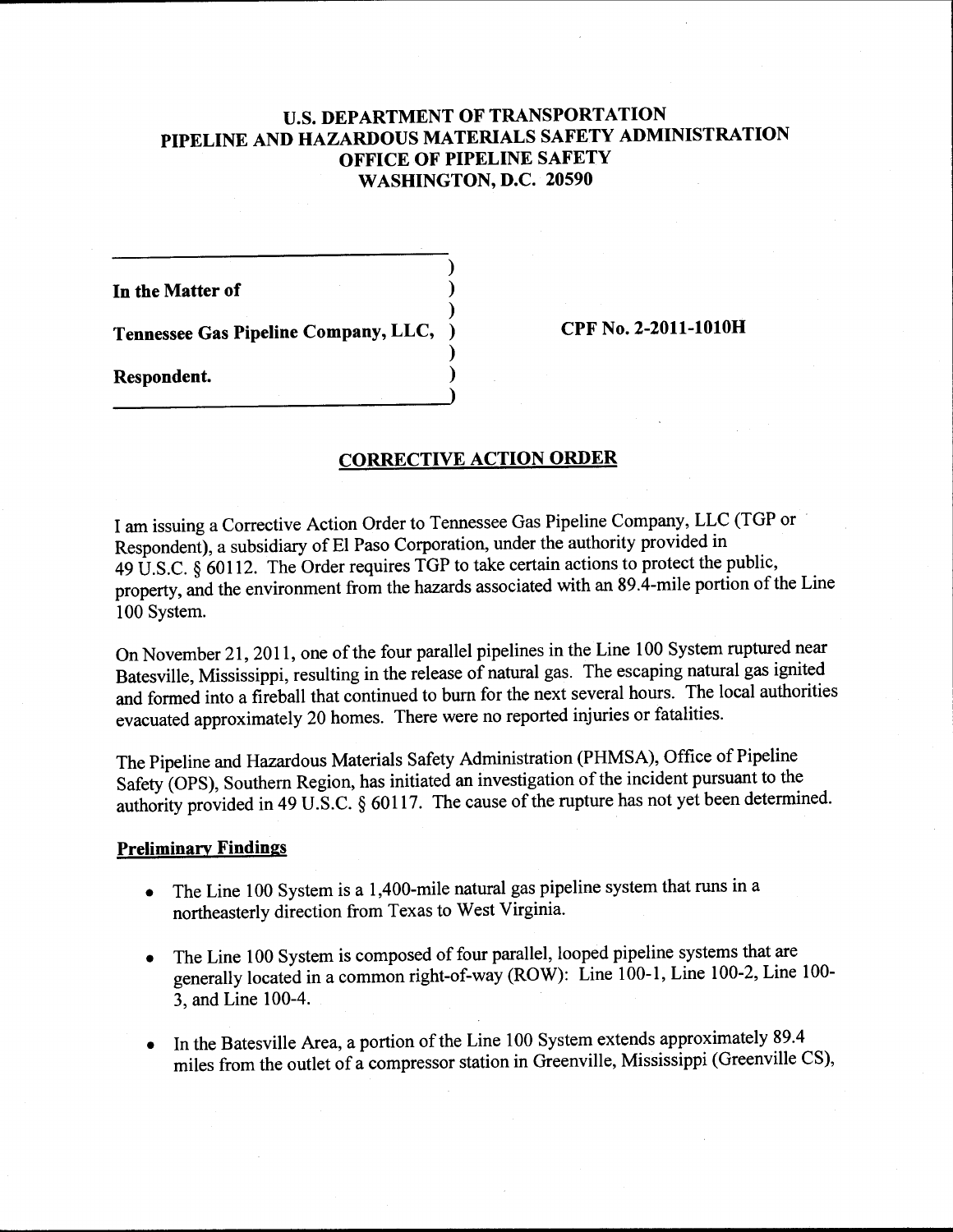# U.S. DEPARTMENT OF TRANSPORTATION
# PIPELINE AND HAZARDOUS MATERIALS SAFETY ADMINISTRATION
# OFFICE OF PIPELINE SAFETY
# WASHINGTON, D.C. 20590

| | |
|---|---|
| In the Matter of<br><br>**Tennessee Gas Pipeline Company, LLC,**<br><br>**Respondent.** | **CPF No. 2-2011-1010H** |

## CORRECTIVE ACTION ORDER

I am issuing a Corrective Action Order to Tennessee Gas Pipeline Company, LLC (TGP or Respondent), a subsidiary of El Paso Corporation, under the authority provided in 49 U.S.C. § 60112. The Order requires TGP to take certain actions to protect the public, property, and the environment from the hazards associated with an 89.4-mile portion of the Line 100 System.

On November 21, 2011, one of the four parallel pipelines in the Line 100 System ruptured near Batesville, Mississippi, resulting in the release of natural gas. The escaping natural gas ignited and formed into a fireball that continued to burn for the next several hours. The local authorities evacuated approximately 20 homes. There were no reported injuries or fatalities.

The Pipeline and Hazardous Materials Safety Administration (PHMSA), Office of Pipeline Safety (OPS), Southern Region, has initiated an investigation of the incident pursuant to the authority provided in 49 U.S.C. § 60117. The cause of the rupture has not yet been determined.

### Preliminary Findings

- The Line 100 System is a 1,400-mile natural gas pipeline system that runs in a northeasterly direction from Texas to West Virginia.
- The Line 100 System is composed of four parallel, looped pipeline systems that are generally located in a common right-of-way (ROW): Line 100-1, Line 100-2, Line 100-3, and Line 100-4.
- In the Batesville Area, a portion of the Line 100 System extends approximately 89.4 miles from the outlet of a compressor station in Greenville, Mississippi (Greenville CS),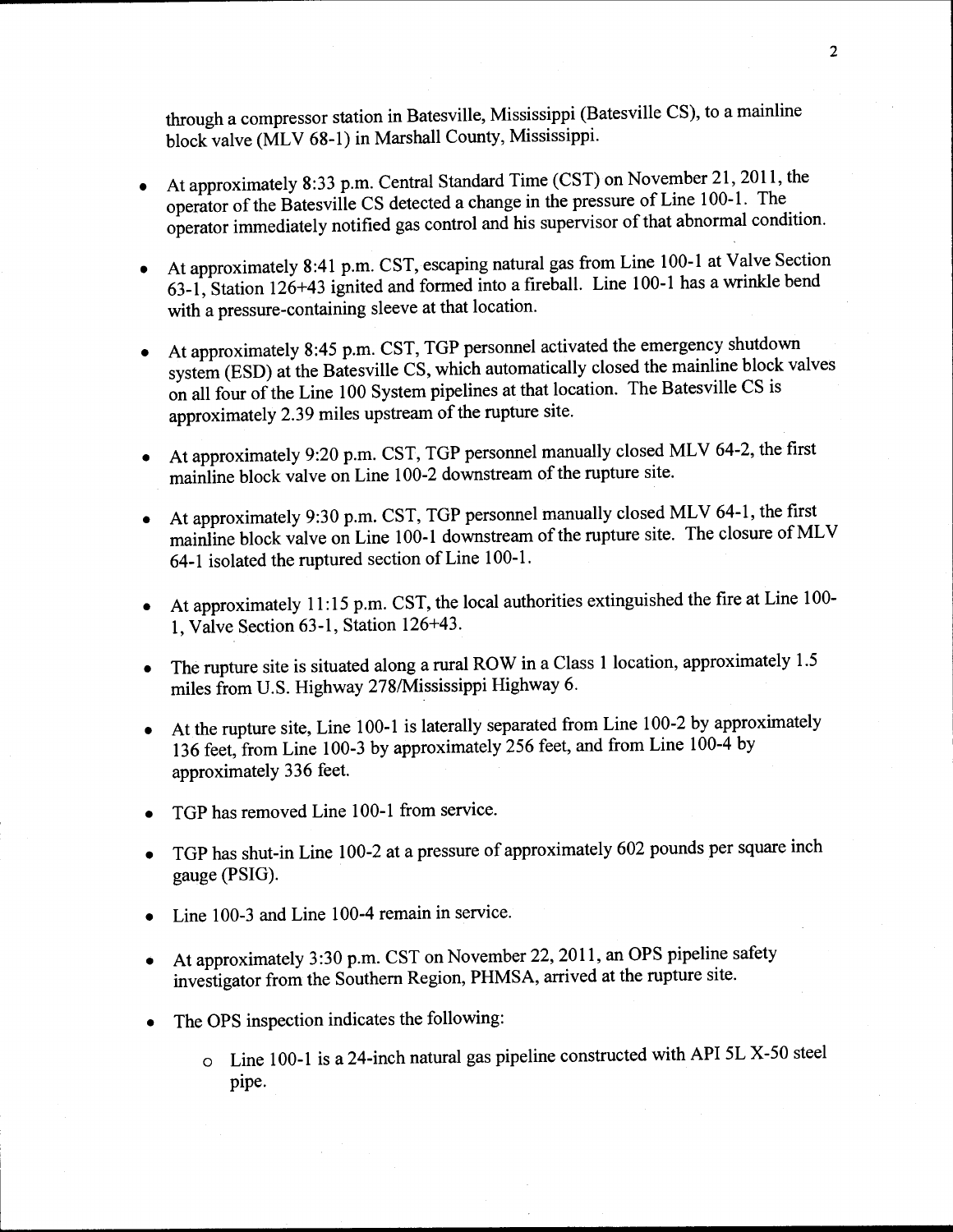through a compressor station in Batesville, Mississippi (Batesville CS), to a mainline block valve (MLV 68-1) in Marshall County, Mississippi.

- At approximately 8:33 p.m. Central Standard Time (CST) on November 21, 2011, the operator of the Batesville CS detected a change in the pressure of Line 100-1. The operator immediately notified gas control and his supervisor of that abnormal condition.

- At approximately 8:41 p.m. CST, escaping natural gas from Line 100-1 at Valve Section 63-1, Station 126+43 ignited and formed into a fireball. Line 100-1 has a wrinkle bend with a pressure-containing sleeve at that location.

- At approximately 8:45 p.m. CST, TGP personnel activated the emergency shutdown system (ESD) at the Batesville CS, which automatically closed the mainline block valves on all four of the Line 100 System pipelines at that location. The Batesville CS is approximately 2.39 miles upstream of the rupture site.

- At approximately 9:20 p.m. CST, TGP personnel manually closed MLV 64-2, the first mainline block valve on Line 100-2 downstream of the rupture site.

- At approximately 9:30 p.m. CST, TGP personnel manually closed MLV 64-1, the first mainline block valve on Line 100-1 downstream of the rupture site. The closure of MLV 64-1 isolated the ruptured section of Line 100-1.

- At approximately 11:15 p.m. CST, the local authorities extinguished the fire at Line 100-1, Valve Section 63-1, Station 126+43.

- The rupture site is situated along a rural ROW in a Class 1 location, approximately 1.5 miles from U.S. Highway 278/Mississippi Highway 6.

- At the rupture site, Line 100-1 is laterally separated from Line 100-2 by approximately 136 feet, from Line 100-3 by approximately 256 feet, and from Line 100-4 by approximately 336 feet.

- TGP has removed Line 100-1 from service.

- TGP has shut-in Line 100-2 at a pressure of approximately 602 pounds per square inch gauge (PSIG).

- Line 100-3 and Line 100-4 remain in service.

- At approximately 3:30 p.m. CST on November 22, 2011, an OPS pipeline safety investigator from the Southern Region, PHMSA, arrived at the rupture site.

- The OPS inspection indicates the following:
  - Line 100-1 is a 24-inch natural gas pipeline constructed with API 5L X-50 steel pipe.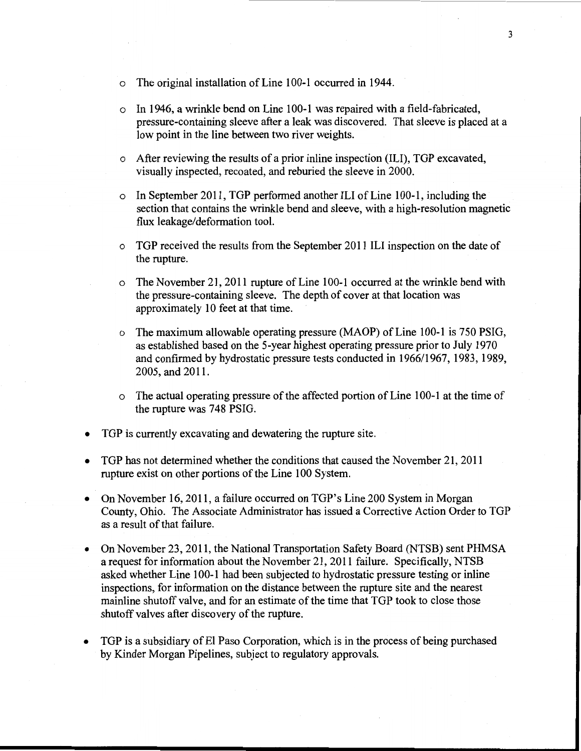- The original installation of Line 100-1 occurred in 1944.

  - In 1946, a wrinkle bend on Line 100-1 was repaired with a field-fabricated, pressure-containing sleeve after a leak was discovered. That sleeve is placed at a low point in the line between two river weights.

  - After reviewing the results of a prior inline inspection (ILI), TGP excavated, visually inspected, recoated, and reburied the sleeve in 2000.

  - In September 2011, TGP performed another ILI of Line 100-1, including the section that contains the wrinkle bend and sleeve, with a high-resolution magnetic flux leakage/deformation tool.

  - TGP received the results from the September 2011 ILI inspection on the date of the rupture.

  - The November 21, 2011 rupture of Line 100-1 occurred at the wrinkle bend with the pressure-containing sleeve. The depth of cover at that location was approximately 10 feet at that time.

  - The maximum allowable operating pressure (MAOP) of Line 100-1 is 750 PSIG, as established based on the 5-year highest operating pressure prior to July 1970 and confirmed by hydrostatic pressure tests conducted in 1966/1967, 1983, 1989, 2005, and 2011.

  - The actual operating pressure of the affected portion of Line 100-1 at the time of the rupture was 748 PSIG.

- TGP is currently excavating and dewatering the rupture site.

- TGP has not determined whether the conditions that caused the November 21, 2011 rupture exist on other portions of the Line 100 System.

- On November 16, 2011, a failure occurred on TGP's Line 200 System in Morgan County, Ohio. The Associate Administrator has issued a Corrective Action Order to TGP as a result of that failure.

- On November 23, 2011, the National Transportation Safety Board (NTSB) sent PHMSA a request for information about the November 21, 2011 failure. Specifically, NTSB asked whether Line 100-1 had been subjected to hydrostatic pressure testing or inline inspections, for information on the distance between the rupture site and the nearest mainline shutoff valve, and for an estimate of the time that TGP took to close those shutoff valves after discovery of the rupture.

- TGP is a subsidiary of El Paso Corporation, which is in the process of being purchased by Kinder Morgan Pipelines, subject to regulatory approvals.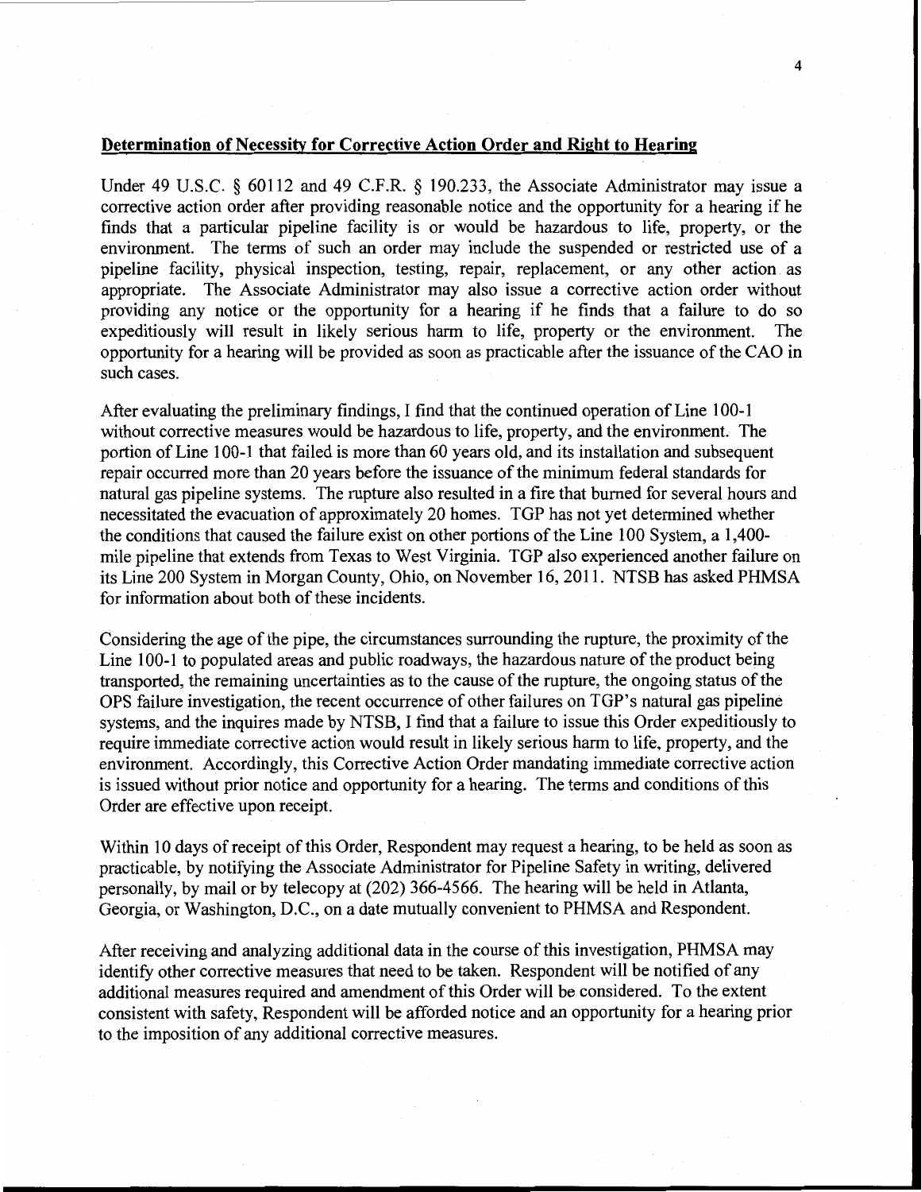## Determination of Necessity for Corrective Action Order and Right to Hearing

Under 49 U.S.C. § 60112 and 49 C.F.R. § 190.233, the Associate Administrator may issue a corrective action order after providing reasonable notice and the opportunity for a hearing if he finds that a particular pipeline facility is or would be hazardous to life, property, or the environment. The terms of such an order may include the suspended or restricted use of a pipeline facility, physical inspection, testing, repair, replacement, or any other action as appropriate. The Associate Administrator may also issue a corrective action order without providing any notice or the opportunity for a hearing if he finds that a failure to do so expeditiously will result in likely serious harm to life, property or the environment. The opportunity for a hearing will be provided as soon as practicable after the issuance of the CAO in such cases.

After evaluating the preliminary findings, I find that the continued operation of Line 100-1 without corrective measures would be hazardous to life, property, and the environment. The portion of Line 100-1 that failed is more than 60 years old, and its installation and subsequent repair occurred more than 20 years before the issuance of the minimum federal standards for natural gas pipeline systems. The rupture also resulted in a fire that burned for several hours and necessitated the evacuation of approximately 20 homes. TGP has not yet determined whether the conditions that caused the failure exist on other portions of the Line 100 System, a 1,400-mile pipeline that extends from Texas to West Virginia. TGP also experienced another failure on its Line 200 System in Morgan County, Ohio, on November 16, 2011. NTSB has asked PHMSA for information about both of these incidents.

Considering the age of the pipe, the circumstances surrounding the rupture, the proximity of the Line 100-1 to populated areas and public roadways, the hazardous nature of the product being transported, the remaining uncertainties as to the cause of the rupture, the ongoing status of the OPS failure investigation, the recent occurrence of other failures on TGP's natural gas pipeline systems, and the inquires made by NTSB, I find that a failure to issue this Order expeditiously to require immediate corrective action would result in likely serious harm to life, property, and the environment. Accordingly, this Corrective Action Order mandating immediate corrective action is issued without prior notice and opportunity for a hearing. The terms and conditions of this Order are effective upon receipt.

Within 10 days of receipt of this Order, Respondent may request a hearing, to be held as soon as practicable, by notifying the Associate Administrator for Pipeline Safety in writing, delivered personally, by mail or by telecopy at (202) 366-4566. The hearing will be held in Atlanta, Georgia, or Washington, D.C., on a date mutually convenient to PHMSA and Respondent.

After receiving and analyzing additional data in the course of this investigation, PHMSA may identify other corrective measures that need to be taken. Respondent will be notified of any additional measures required and amendment of this Order will be considered. To the extent consistent with safety, Respondent will be afforded notice and an opportunity for a hearing prior to the imposition of any additional corrective measures.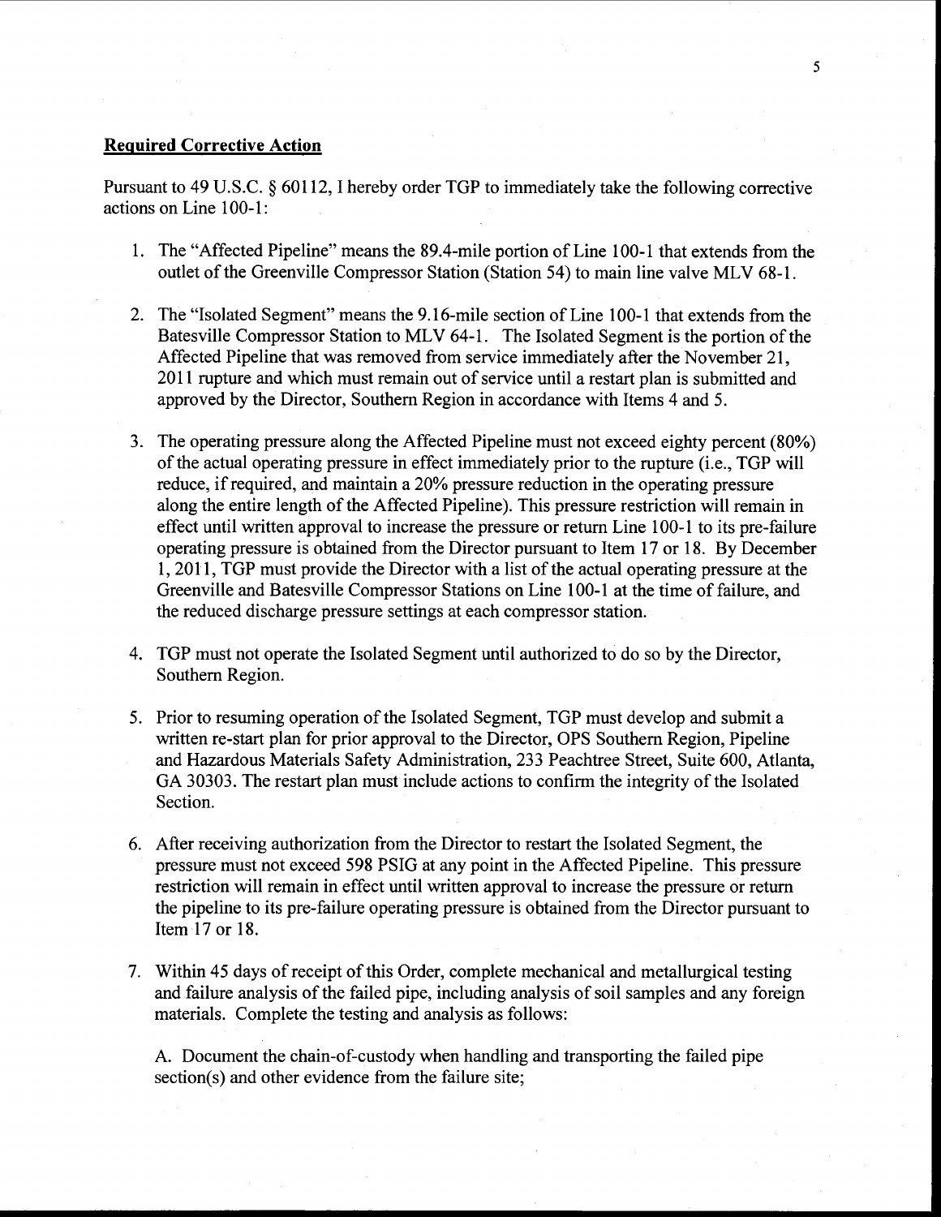**Required Corrective Action**

Pursuant to 49 U.S.C. § 60112, I hereby order TGP to immediately take the following corrective actions on Line 100-1:

1. The "Affected Pipeline" means the 89.4-mile portion of Line 100-1 that extends from the outlet of the Greenville Compressor Station (Station 54) to main line valve MLV 68-1.

2. The "Isolated Segment" means the 9.16-mile section of Line 100-1 that extends from the Batesville Compressor Station to MLV 64-1. The Isolated Segment is the portion of the Affected Pipeline that was removed from service immediately after the November 21, 2011 rupture and which must remain out of service until a restart plan is submitted and approved by the Director, Southern Region in accordance with Items 4 and 5.

3. The operating pressure along the Affected Pipeline must not exceed eighty percent (80%) of the actual operating pressure in effect immediately prior to the rupture (i.e., TGP will reduce, if required, and maintain a 20% pressure reduction in the operating pressure along the entire length of the Affected Pipeline). This pressure restriction will remain in effect until written approval to increase the pressure or return Line 100-1 to its pre-failure operating pressure is obtained from the Director pursuant to Item 17 or 18. By December 1, 2011, TGP must provide the Director with a list of the actual operating pressure at the Greenville and Batesville Compressor Stations on Line 100-1 at the time of failure, and the reduced discharge pressure settings at each compressor station.

4. TGP must not operate the Isolated Segment until authorized to do so by the Director, Southern Region.

5. Prior to resuming operation of the Isolated Segment, TGP must develop and submit a written re-start plan for prior approval to the Director, OPS Southern Region, Pipeline and Hazardous Materials Safety Administration, 233 Peachtree Street, Suite 600, Atlanta, GA 30303. The restart plan must include actions to confirm the integrity of the Isolated Section.

6. After receiving authorization from the Director to restart the Isolated Segment, the pressure must not exceed 598 PSIG at any point in the Affected Pipeline. This pressure restriction will remain in effect until written approval to increase the pressure or return the pipeline to its pre-failure operating pressure is obtained from the Director pursuant to Item 17 or 18.

7. Within 45 days of receipt of this Order, complete mechanical and metallurgical testing and failure analysis of the failed pipe, including analysis of soil samples and any foreign materials. Complete the testing and analysis as follows:

   A. Document the chain-of-custody when handling and transporting the failed pipe section(s) and other evidence from the failure site;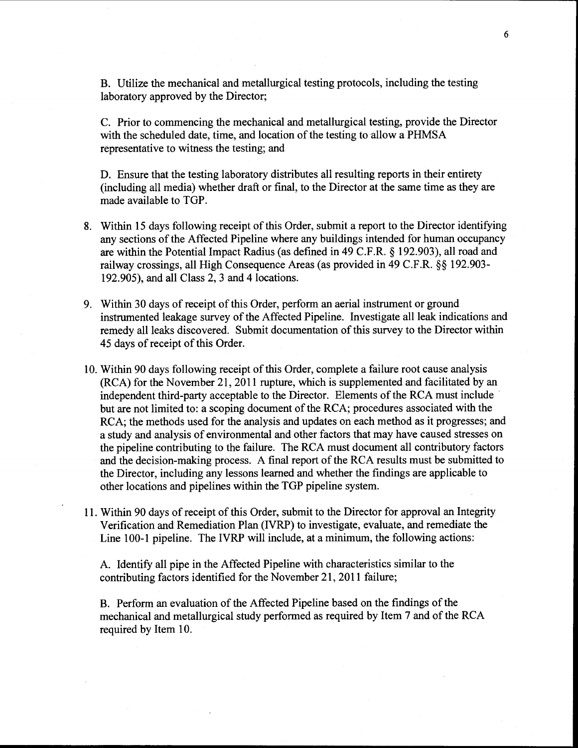B. Utilize the mechanical and metallurgical testing protocols, including the testing laboratory approved by the Director;

C. Prior to commencing the mechanical and metallurgical testing, provide the Director with the scheduled date, time, and location of the testing to allow a PHMSA representative to witness the testing; and

D. Ensure that the testing laboratory distributes all resulting reports in their entirety (including all media) whether draft or final, to the Director at the same time as they are made available to TGP.

8. Within 15 days following receipt of this Order, submit a report to the Director identifying any sections of the Affected Pipeline where any buildings intended for human occupancy are within the Potential Impact Radius (as defined in 49 C.F.R. § 192.903), all road and railway crossings, all High Consequence Areas (as provided in 49 C.F.R. §§ 192.903-192.905), and all Class 2, 3 and 4 locations.

9. Within 30 days of receipt of this Order, perform an aerial instrument or ground instrumented leakage survey of the Affected Pipeline. Investigate all leak indications and remedy all leaks discovered. Submit documentation of this survey to the Director within 45 days of receipt of this Order.

10. Within 90 days following receipt of this Order, complete a failure root cause analysis (RCA) for the November 21, 2011 rupture, which is supplemented and facilitated by an independent third-party acceptable to the Director. Elements of the RCA must include but are not limited to: a scoping document of the RCA; procedures associated with the RCA; the methods used for the analysis and updates on each method as it progresses; and a study and analysis of environmental and other factors that may have caused stresses on the pipeline contributing to the failure. The RCA must document all contributory factors and the decision-making process. A final report of the RCA results must be submitted to the Director, including any lessons learned and whether the findings are applicable to other locations and pipelines within the TGP pipeline system.

11. Within 90 days of receipt of this Order, submit to the Director for approval an Integrity Verification and Remediation Plan (IVRP) to investigate, evaluate, and remediate the Line 100-1 pipeline. The IVRP will include, at a minimum, the following actions:

A. Identify all pipe in the Affected Pipeline with characteristics similar to the contributing factors identified for the November 21, 2011 failure;

B. Perform an evaluation of the Affected Pipeline based on the findings of the mechanical and metallurgical study performed as required by Item 7 and of the RCA required by Item 10.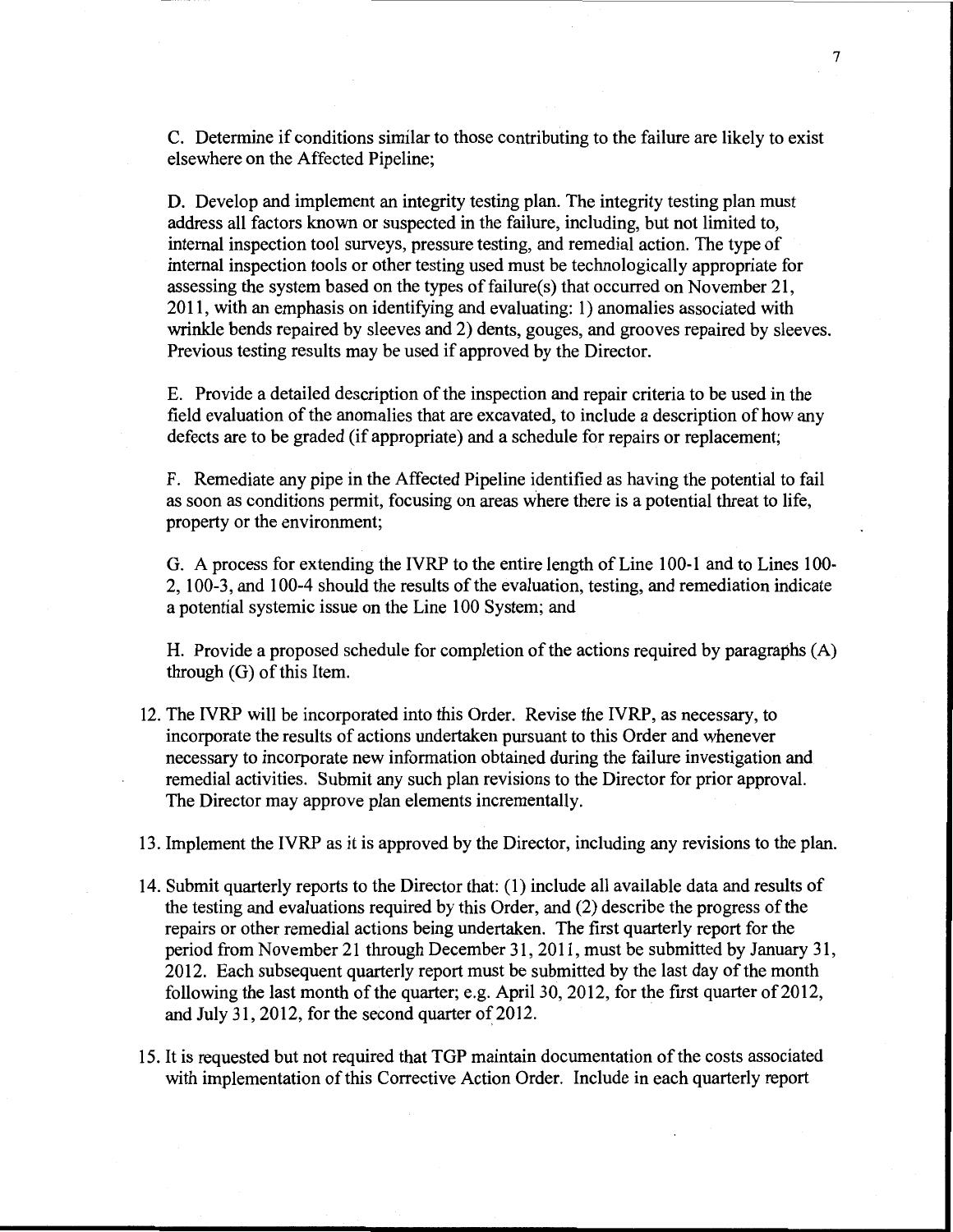C. Determine if conditions similar to those contributing to the failure are likely to exist elsewhere on the Affected Pipeline;

D. Develop and implement an integrity testing plan. The integrity testing plan must address all factors known or suspected in the failure, including, but not limited to, internal inspection tool surveys, pressure testing, and remedial action. The type of internal inspection tools or other testing used must be technologically appropriate for assessing the system based on the types of failure(s) that occurred on November 21, 2011, with an emphasis on identifying and evaluating: 1) anomalies associated with wrinkle bends repaired by sleeves and 2) dents, gouges, and grooves repaired by sleeves. Previous testing results may be used if approved by the Director.

E. Provide a detailed description of the inspection and repair criteria to be used in the field evaluation of the anomalies that are excavated, to include a description of how any defects are to be graded (if appropriate) and a schedule for repairs or replacement;

F. Remediate any pipe in the Affected Pipeline identified as having the potential to fail as soon as conditions permit, focusing on areas where there is a potential threat to life, property or the environment;

G. A process for extending the IVRP to the entire length of Line 100-1 and to Lines 100-2, 100-3, and 100-4 should the results of the evaluation, testing, and remediation indicate a potential systemic issue on the Line 100 System; and

H. Provide a proposed schedule for completion of the actions required by paragraphs (A) through (G) of this Item.

12. The IVRP will be incorporated into this Order. Revise the IVRP, as necessary, to incorporate the results of actions undertaken pursuant to this Order and whenever necessary to incorporate new information obtained during the failure investigation and remedial activities. Submit any such plan revisions to the Director for prior approval. The Director may approve plan elements incrementally.

13. Implement the IVRP as it is approved by the Director, including any revisions to the plan.

14. Submit quarterly reports to the Director that: (1) include all available data and results of the testing and evaluations required by this Order, and (2) describe the progress of the repairs or other remedial actions being undertaken. The first quarterly report for the period from November 21 through December 31, 2011, must be submitted by January 31, 2012. Each subsequent quarterly report must be submitted by the last day of the month following the last month of the quarter; e.g. April 30, 2012, for the first quarter of 2012, and July 31, 2012, for the second quarter of 2012.

15. It is requested but not required that TGP maintain documentation of the costs associated with implementation of this Corrective Action Order. Include in each quarterly report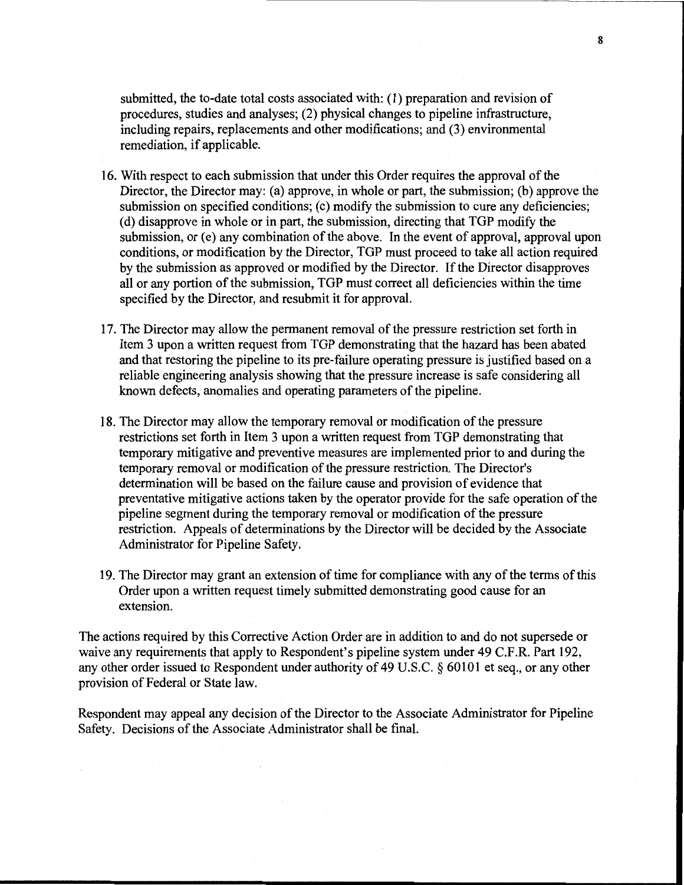submitted, the to-date total costs associated with: (1) preparation and revision of procedures, studies and analyses; (2) physical changes to pipeline infrastructure, including repairs, replacements and other modifications; and (3) environmental remediation, if applicable.

16. With respect to each submission that under this Order requires the approval of the Director, the Director may: (a) approve, in whole or part, the submission; (b) approve the submission on specified conditions; (c) modify the submission to cure any deficiencies; (d) disapprove in whole or in part, the submission, directing that TGP modify the submission, or (e) any combination of the above. In the event of approval, approval upon conditions, or modification by the Director, TGP must proceed to take all action required by the submission as approved or modified by the Director. If the Director disapproves all or any portion of the submission, TGP must correct all deficiencies within the time specified by the Director, and resubmit it for approval.

17. The Director may allow the permanent removal of the pressure restriction set forth in Item 3 upon a written request from TGP demonstrating that the hazard has been abated and that restoring the pipeline to its pre-failure operating pressure is justified based on a reliable engineering analysis showing that the pressure increase is safe considering all known defects, anomalies and operating parameters of the pipeline.

18. The Director may allow the temporary removal or modification of the pressure restrictions set forth in Item 3 upon a written request from TGP demonstrating that temporary mitigative and preventive measures are implemented prior to and during the temporary removal or modification of the pressure restriction. The Director's determination will be based on the failure cause and provision of evidence that preventative mitigative actions taken by the operator provide for the safe operation of the pipeline segment during the temporary removal or modification of the pressure restriction. Appeals of determinations by the Director will be decided by the Associate Administrator for Pipeline Safety.

19. The Director may grant an extension of time for compliance with any of the terms of this Order upon a written request timely submitted demonstrating good cause for an extension.

The actions required by this Corrective Action Order are in addition to and do not supersede or waive any requirements that apply to Respondent's pipeline system under 49 C.F.R. Part 192, any other order issued to Respondent under authority of 49 U.S.C. § 60101 et seq., or any other provision of Federal or State law.

Respondent may appeal any decision of the Director to the Associate Administrator for Pipeline Safety. Decisions of the Associate Administrator shall be final.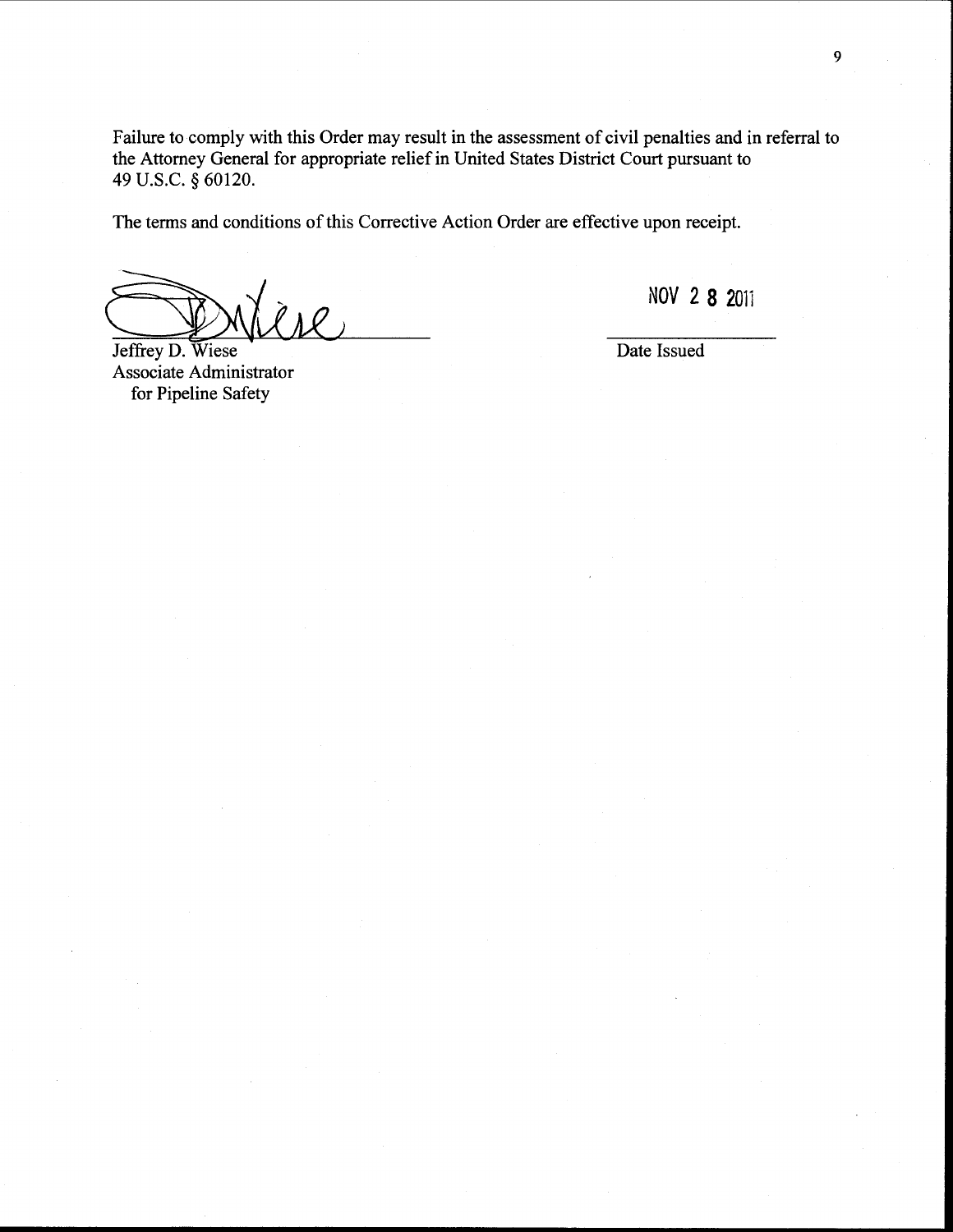Failure to comply with this Order may result in the assessment of civil penalties and in referral to the Attorney General for appropriate relief in United States District Court pursuant to 49 U.S.C. § 60120.

The terms and conditions of this Corrective Action Order are effective upon receipt.

Jeffrey D. Wiese
Associate Administrator
for Pipeline Safety

NOV 28 2011

Date Issued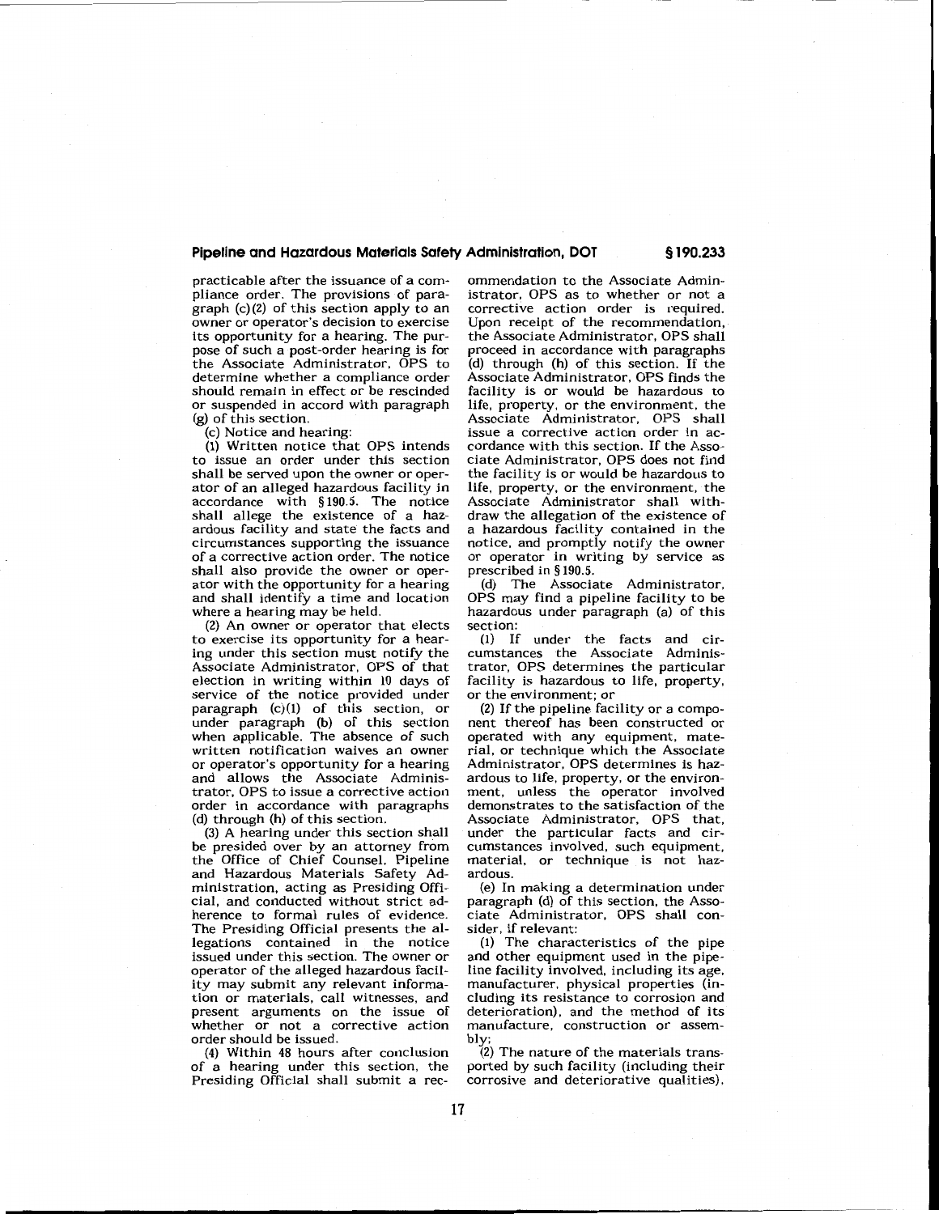practicable after the issuance of a compliance order. The provisions of paragraph (c)(2) of this section apply to an owner or operator's decision to exercise its opportunity for a hearing. The purpose of such a post-order hearing is for the Associate Administrator, OPS to determine whether a compliance order should remain in effect or be rescinded or suspended in accord with paragraph (g) of this section.

(c) Notice and hearing:

(1) Written notice that OPS intends to issue an order under this section shall be served upon the owner or operator of an alleged hazardous facility in accordance with §190.5. The notice shall allege the existence of a hazardous facility and state the facts and circumstances supporting the issuance of a corrective action order. The notice shall also provide the owner or operator with the opportunity for a hearing and shall identify a time and location where a hearing may be held.

(2) An owner or operator that elects to exercise its opportunity for a hearing under this section must notify the Associate Administrator, OPS of that election in writing within 10 days of service of the notice provided under paragraph (c)(1) of this section, or under paragraph (b) of this section when applicable. The absence of such written notification waives an owner or operator's opportunity for a hearing and allows the Associate Administrator, OPS to issue a corrective action order in accordance with paragraphs (d) through (h) of this section.

(3) A hearing under this section shall be presided over by an attorney from the Office of Chief Counsel, Pipeline and Hazardous Materials Safety Administration, acting as Presiding Official, and conducted without strict adherence to formal rules of evidence. The Presiding Official presents the allegations contained in the notice issued under this section. The owner or operator of the alleged hazardous facility may submit any relevant information or materials, call witnesses, and present arguments on the issue of whether or not a corrective action order should be issued.

(4) Within 48 hours after conclusion of a hearing under this section, the Presiding Official shall submit a recommendation to the Associate Administrator, OPS as to whether or not a corrective action order is required. Upon receipt of the recommendation, the Associate Administrator, OPS shall proceed in accordance with paragraphs (d) through (h) of this section. If the Associate Administrator, OPS finds the facility is or would be hazardous to life, property, or the environment, the Associate Administrator, OPS shall issue a corrective action order in accordance with this section. If the Associate Administrator, OPS does not find the facility is or would be hazardous to life, property, or the environment, the Associate Administrator shall withdraw the allegation of the existence of a hazardous facility contained in the notice, and promptly notify the owner or operator in writing by service as prescribed in §190.5.

(d) The Associate Administrator, OPS may find a pipeline facility to be hazardous under paragraph (a) of this section:

(1) If under the facts and circumstances the Associate Administrator, OPS determines the particular facility is hazardous to life, property, or the environment; or

(2) If the pipeline facility or a component thereof has been constructed or operated with any equipment, material, or technique which the Associate Administrator, OPS determines is hazardous to life, property, or the environment, unless the operator involved demonstrates to the satisfaction of the Associate Administrator, OPS that, under the particular facts and circumstances involved, such equipment, material, or technique is not hazardous.

(e) In making a determination under paragraph (d) of this section, the Associate Administrator, OPS shall consider, if relevant:

(1) The characteristics of the pipe and other equipment used in the pipeline facility involved, including its age, manufacturer, physical properties (including its resistance to corrosion and deterioration), and the method of its manufacture, construction or assembly;

(2) The nature of the materials transported by such facility (including their corrosive and deteriorative qualities),